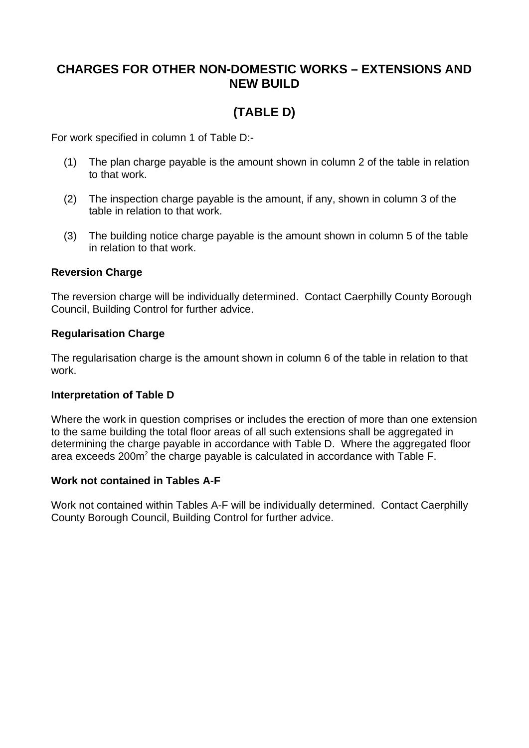# CHARGES FOR OTHER NON-DOMESTIC WORKS – EXTENSIONS AND NEW BUILD

# (TABLE D)

For work specified in column 1 of Table D:-

(1) The plan charge payable is the amount shown in column 2 of the table in relation to that work.

(2) The inspection charge payable is the amount, if any, shown in column 3 of the table in relation to that work.

(3) The building notice charge payable is the amount shown in column 5 of the table in relation to that work.

### Reversion Charge

The reversion charge will be individually determined. Contact Caerphilly County Borough Council, Building Control for further advice.

### Regularisation Charge

The regularisation charge is the amount shown in column 6 of the table in relation to that work.

### Interpretation of Table D

Where the work in question comprises or includes the erection of more than one extension to the same building the total floor areas of all such extensions shall be aggregated in determining the charge payable in accordance with Table D. Where the aggregated floor area exceeds $200m^2$ the charge payable is calculated in accordance with Table F.

### Work not contained in Tables A-F

Work not contained within Tables A-F will be individually determined. Contact Caerphilly County Borough Council, Building Control for further advice.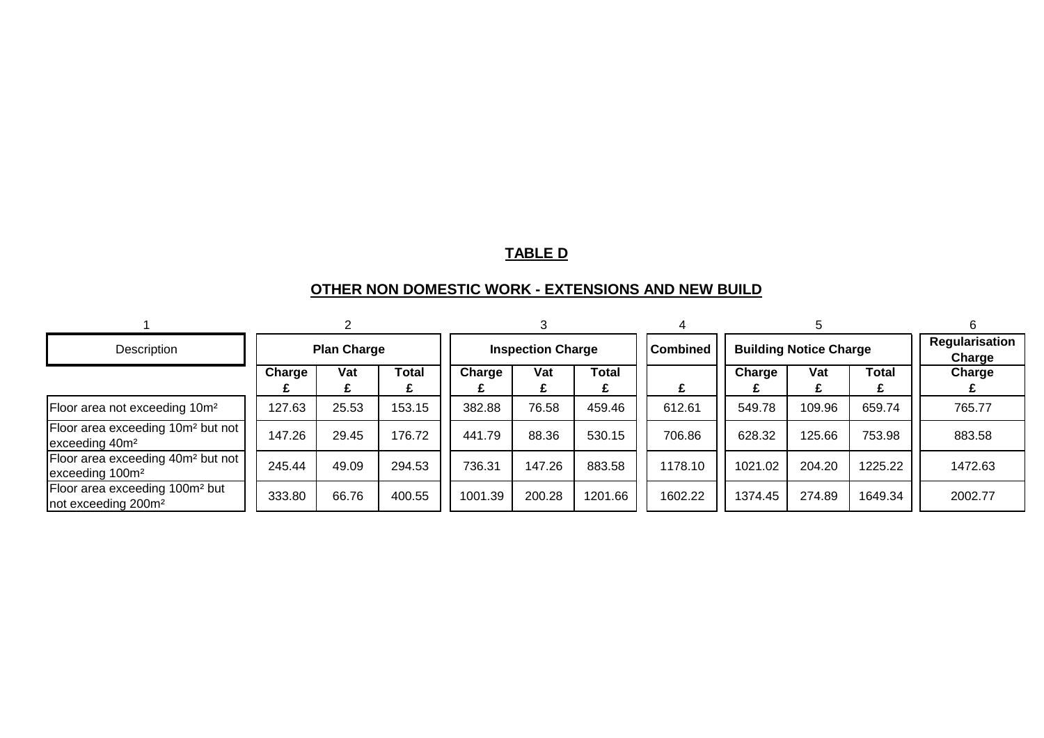## TABLE D

## OTHER NON DOMESTIC WORK - EXTENSIONS AND NEW BUILD

| 1 | 2 | | | 3 | | | 4 | 5 | | | 6 |
|---|---|---|---|---|---|---|---|---|---|---|---|
| Description | **Plan Charge** | | | **Inspection Charge** | | | **Combined** | **Building Notice Charge** | | | **Regularisation Charge** |
| | **Charge £** | **Vat £** | **Total £** | **Charge £** | **Vat £** | **Total £** | **£** | **Charge £** | **Vat £** | **Total £** | **Charge £** |
| Floor area not exceeding 10m² | 127.63 | 25.53 | 153.15 | 382.88 | 76.58 | 459.46 | 612.61 | 549.78 | 109.96 | 659.74 | 765.77 |
| Floor area exceeding 10m² but not exceeding 40m² | 147.26 | 29.45 | 176.72 | 441.79 | 88.36 | 530.15 | 706.86 | 628.32 | 125.66 | 753.98 | 883.58 |
| Floor area exceeding 40m² but not exceeding 100m² | 245.44 | 49.09 | 294.53 | 736.31 | 147.26 | 883.58 | 1178.10 | 1021.02 | 204.20 | 1225.22 | 1472.63 |
| Floor area exceeding 100m² but not exceeding 200m² | 333.80 | 66.76 | 400.55 | 1001.39 | 200.28 | 1201.66 | 1602.22 | 1374.45 | 274.89 | 1649.34 | 2002.77 |